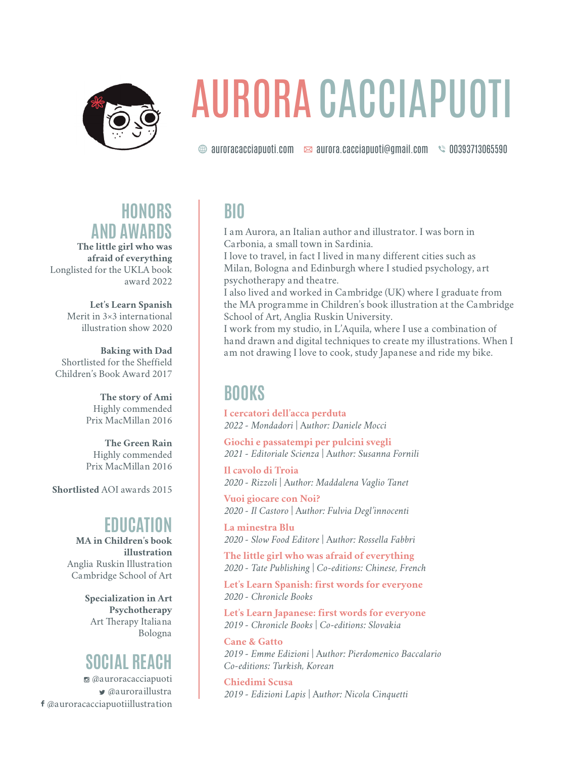# AURORA CACCIAPUOTI

auroracacciapuoti.com | aurora.cacciapuoti@gmail.com | 00393713065590

## BIO

I am Aurora, an Italian author and illustrator. I was born in Carbonia, a small town in Sardinia.
I love to travel, in fact I lived in many different cities such as Milan, Bologna and Edinburgh where I studied psychology, art psychotherapy and theatre.
I also lived and worked in Cambridge (UK) where I graduate from the MA programme in Children's book illustration at the Cambridge School of Art, Anglia Ruskin University.
I work from my studio, in L'Aquila, where I use a combination of hand drawn and digital techniques to create my illustrations. When I am not drawing I love to cook, study Japanese and ride my bike.

## BOOKS

**I cercatori dell'acca perduta**
*2022 - Mondadori | Author: Daniele Mocci*

**Giochi e passatempi per pulcini svegli**
*2021 - Editoriale Scienza | Author: Susanna Fornili*

**Il cavolo di Troia**
*2020 - Rizzoli | Author: Maddalena Vaglio Tanet*

**Vuoi giocare con Noi?**
*2020 - Il Castoro | Author: Fulvia Degl'innocenti*

**La minestra Blu**
*2020 - Slow Food Editore | Author: Rossella Fabbri*

**The little girl who was afraid of everything**
*2020 - Tate Publishing | Co-editions: Chinese, French*

**Let's Learn Spanish: first words for everyone**
*2020 - Chronicle Books*

**Let's Learn Japanese: first words for everyone**
*2019 - Chronicle Books | Co-editions: Slovakia*

**Cane & Gatto**
*2019 - Emme Edizioni | Author: Pierdomenico Baccalario*
*Co-editions: Turkish, Korean*

**Chiedimi Scusa**
*2019 - Edizioni Lapis | Author: Nicola Cinquetti*

## HONORS AND AWARDS

**The little girl who was afraid of everything**
Longlisted for the UKLA book award 2022

**Let's Learn Spanish**
Merit in 3×3 international illustration show 2020

**Baking with Dad**
Shortlisted for the Sheffield Children's Book Award 2017

**The story of Ami**
Highly commended Prix MacMillan 2016

**The Green Rain**
Highly commended Prix MacMillan 2016

**Shortlisted** AOI awards 2015

## EDUCATION

**MA in Children's book illustration**
Anglia Ruskin Illustration
Cambridge School of Art

**Specialization in Art Psychotherapy**
Art Therapy Italiana
Bologna

## SOCIAL REACH

@auroracacciapuoti
@auroraillustra
@auroracacciapuotiillustration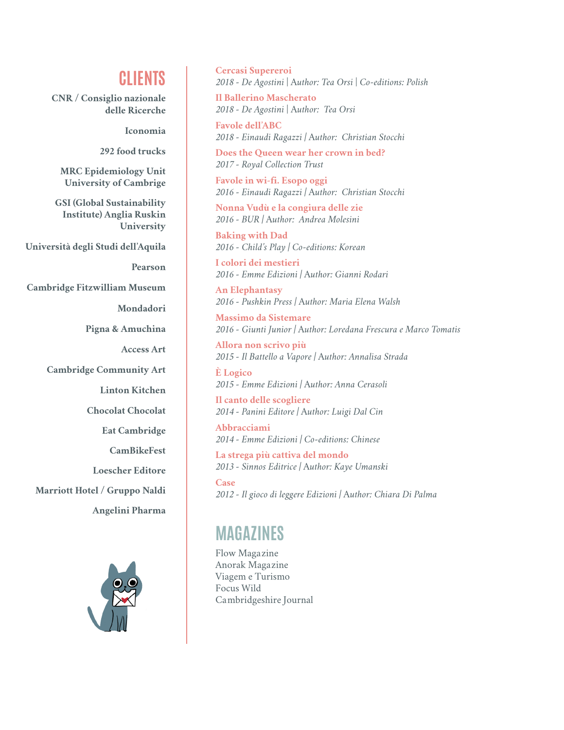## CLIENTS

CNR / Consiglio nazionale delle Ricerche

Iconomia

292 food trucks

MRC Epidemiology Unit University of Cambrige

GSI (Global Sustainability Institute) Anglia Ruskin University

Università degli Studi dell'Aquila

Pearson

Cambridge Fitzwilliam Museum

Mondadori

Pigna & Amuchina

Access Art

Cambridge Community Art

Linton Kitchen

Chocolat Chocolat

Eat Cambridge

CamBikeFest

Loescher Editore

Marriott Hotel / Gruppo Naldi

Angelini Pharma

**Cercasi Supereroi**
*2018 - De Agostini | Author: Tea Orsi | Co-editions: Polish*

**Il Ballerino Mascherato**
*2018 - De Agostini | Author: Tea Orsi*

**Favole dell'ABC**
*2018 - Einaudi Ragazzi | Author: Christian Stocchi*

**Does the Queen wear her crown in bed?**
*2017 - Royal Collection Trust*

**Favole in wi-fi. Esopo oggi**
*2016 - Einaudi Ragazzi | Author: Christian Stocchi*

**Nonna Vudù e la congiura delle zie**
*2016 - BUR | Author: Andrea Molesini*

**Baking with Dad**
*2016 - Child's Play | Co-editions: Korean*

**I colori dei mestieri**
*2016 - Emme Edizioni | Author: Gianni Rodari*

**An Elephantasy**
*2016 - Pushkin Press | Author: Maria Elena Walsh*

**Massimo da Sistemare**
*2016 - Giunti Junior | Author: Loredana Frescura e Marco Tomatis*

**Allora non scrivo più**
*2015 - Il Battello a Vapore | Author: Annalisa Strada*

**È Logico**
*2015 - Emme Edizioni | Author: Anna Cerasoli*

**Il canto delle scogliere**
*2014 - Panini Editore | Author: Luigi Dal Cin*

**Abbracciami**
*2014 - Emme Edizioni | Co-editions: Chinese*

**La strega più cattiva del mondo**
*2013 - Sinnos Editrice | Author: Kaye Umanski*

**Case**
*2012 - Il gioco di leggere Edizioni | Author: Chiara Di Palma*

## MAGAZINES

Flow Magazine
Anorak Magazine
Viagem e Turismo
Focus Wild
Cambridgeshire Journal